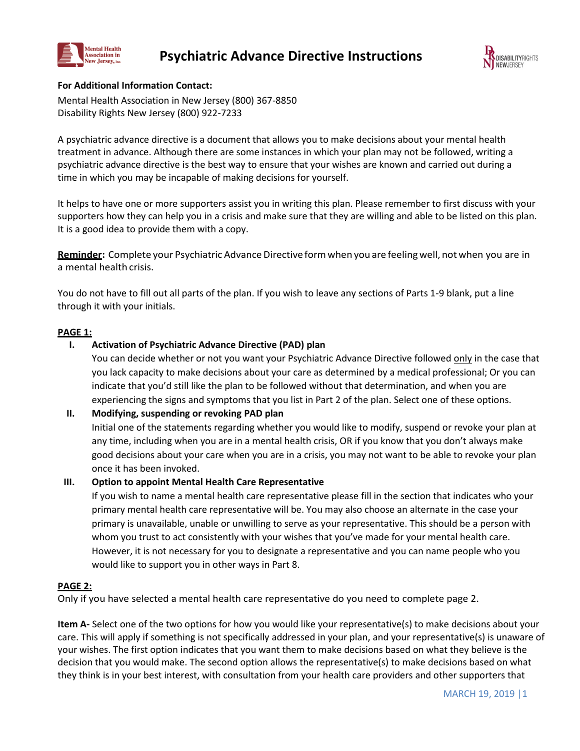# Psychiatric Advance Directive Instructions

**For Additional Information Contact:**

Mental Health Association in New Jersey (800) 367-8850
Disability Rights New Jersey (800) 922-7233

A psychiatric advance directive is a document that allows you to make decisions about your mental health treatment in advance. Although there are some instances in which your plan may not be followed, writing a psychiatric advance directive is the best way to ensure that your wishes are known and carried out during a time in which you may be incapable of making decisions for yourself.

It helps to have one or more supporters assist you in writing this plan. Please remember to first discuss with your supporters how they can help you in a crisis and make sure that they are willing and able to be listed on this plan. It is a good idea to provide them with a copy.

**Reminder:** Complete your Psychiatric Advance Directive form when you are feeling well, not when you are in a mental health crisis.

You do not have to fill out all parts of the plan. If you wish to leave any sections of Parts 1-9 blank, put a line through it with your initials.

**PAGE 1:**

I. **Activation of Psychiatric Advance Directive (PAD) plan**
   You can decide whether or not you want your Psychiatric Advance Directive followed only in the case that you lack capacity to make decisions about your care as determined by a medical professional; Or you can indicate that you'd still like the plan to be followed without that determination, and when you are experiencing the signs and symptoms that you list in Part 2 of the plan. Select one of these options.

II. **Modifying, suspending or revoking PAD plan**
   Initial one of the statements regarding whether you would like to modify, suspend or revoke your plan at any time, including when you are in a mental health crisis, OR if you know that you don't always make good decisions about your care when you are in a crisis, you may not want to be able to revoke your plan once it has been invoked.

III. **Option to appoint Mental Health Care Representative**
   If you wish to name a mental health care representative please fill in the section that indicates who your primary mental health care representative will be. You may also choose an alternate in the case your primary is unavailable, unable or unwilling to serve as your representative. This should be a person with whom you trust to act consistently with your wishes that you've made for your mental health care. However, it is not necessary for you to designate a representative and you can name people who you would like to support you in other ways in Part 8.

**PAGE 2:**

Only if you have selected a mental health care representative do you need to complete page 2.

**Item A-** Select one of the two options for how you would like your representative(s) to make decisions about your care. This will apply if something is not specifically addressed in your plan, and your representative(s) is unaware of your wishes. The first option indicates that you want them to make decisions based on what they believe is the decision that you would make. The second option allows the representative(s) to make decisions based on what they think is in your best interest, with consultation from your health care providers and other supporters that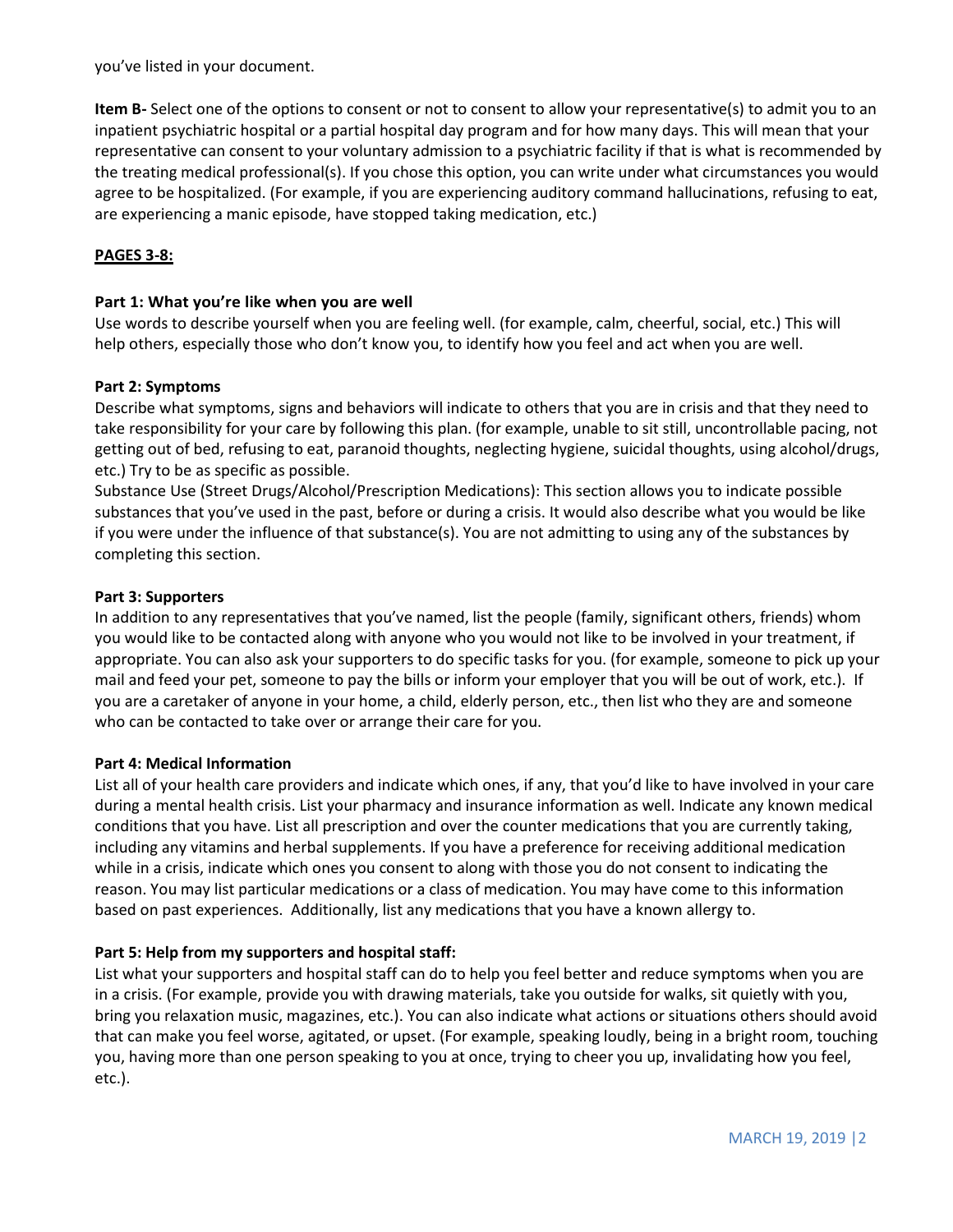you've listed in your document.

**Item B-** Select one of the options to consent or not to consent to allow your representative(s) to admit you to an inpatient psychiatric hospital or a partial hospital day program and for how many days. This will mean that your representative can consent to your voluntary admission to a psychiatric facility if that is what is recommended by the treating medical professional(s). If you chose this option, you can write under what circumstances you would agree to be hospitalized. (For example, if you are experiencing auditory command hallucinations, refusing to eat, are experiencing a manic episode, have stopped taking medication, etc.)

**PAGES 3-8:**

**Part 1: What you're like when you are well**

Use words to describe yourself when you are feeling well. (for example, calm, cheerful, social, etc.) This will help others, especially those who don't know you, to identify how you feel and act when you are well.

**Part 2: Symptoms**

Describe what symptoms, signs and behaviors will indicate to others that you are in crisis and that they need to take responsibility for your care by following this plan. (for example, unable to sit still, uncontrollable pacing, not getting out of bed, refusing to eat, paranoid thoughts, neglecting hygiene, suicidal thoughts, using alcohol/drugs, etc.) Try to be as specific as possible.

Substance Use (Street Drugs/Alcohol/Prescription Medications): This section allows you to indicate possible substances that you've used in the past, before or during a crisis. It would also describe what you would be like if you were under the influence of that substance(s). You are not admitting to using any of the substances by completing this section.

**Part 3: Supporters**

In addition to any representatives that you've named, list the people (family, significant others, friends) whom you would like to be contacted along with anyone who you would not like to be involved in your treatment, if appropriate. You can also ask your supporters to do specific tasks for you. (for example, someone to pick up your mail and feed your pet, someone to pay the bills or inform your employer that you will be out of work, etc.). If you are a caretaker of anyone in your home, a child, elderly person, etc., then list who they are and someone who can be contacted to take over or arrange their care for you.

**Part 4: Medical Information**

List all of your health care providers and indicate which ones, if any, that you'd like to have involved in your care during a mental health crisis. List your pharmacy and insurance information as well. Indicate any known medical conditions that you have. List all prescription and over the counter medications that you are currently taking, including any vitamins and herbal supplements. If you have a preference for receiving additional medication while in a crisis, indicate which ones you consent to along with those you do not consent to indicating the reason. You may list particular medications or a class of medication. You may have come to this information based on past experiences. Additionally, list any medications that you have a known allergy to.

**Part 5: Help from my supporters and hospital staff:**

List what your supporters and hospital staff can do to help you feel better and reduce symptoms when you are in a crisis. (For example, provide you with drawing materials, take you outside for walks, sit quietly with you, bring you relaxation music, magazines, etc.). You can also indicate what actions or situations others should avoid that can make you feel worse, agitated, or upset. (For example, speaking loudly, being in a bright room, touching you, having more than one person speaking to you at once, trying to cheer you up, invalidating how you feel, etc.).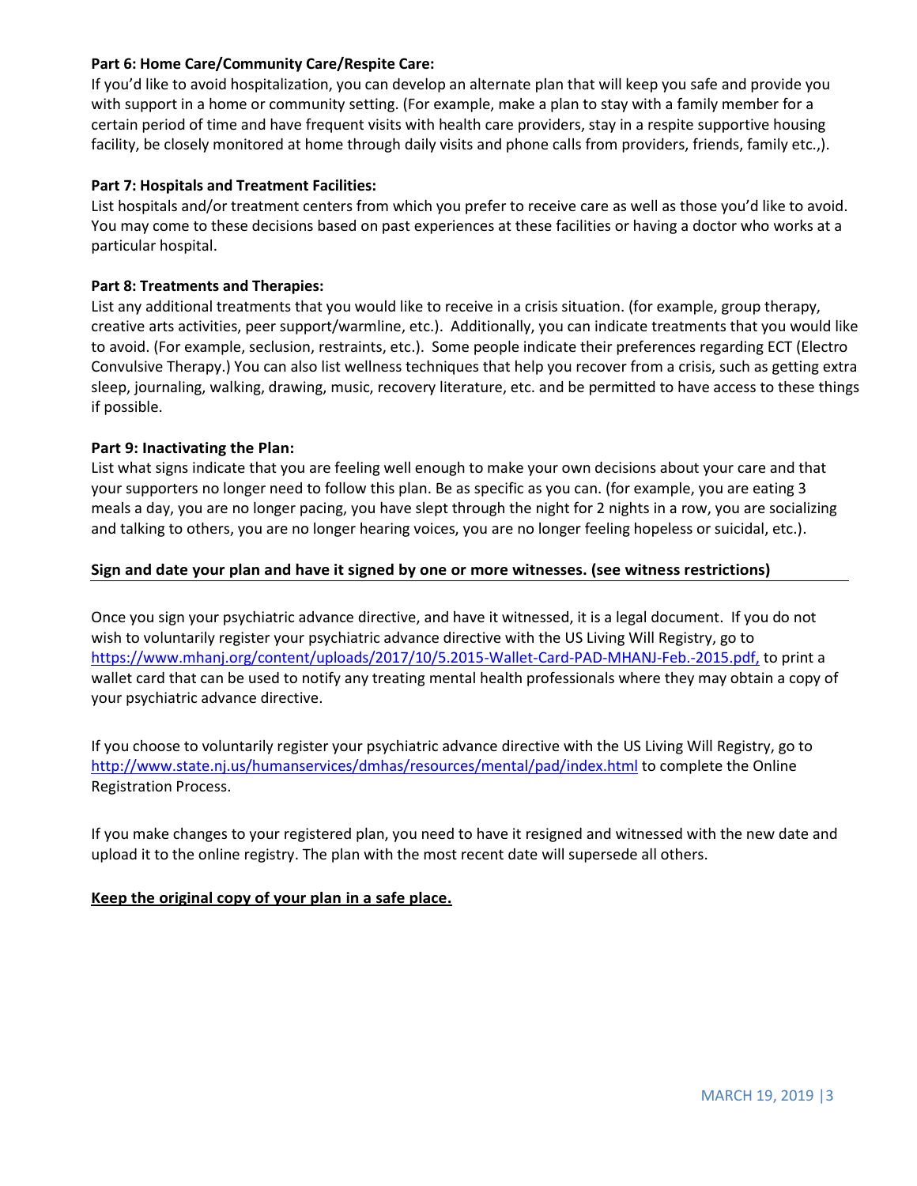**Part 6: Home Care/Community Care/Respite Care:**
If you'd like to avoid hospitalization, you can develop an alternate plan that will keep you safe and provide you with support in a home or community setting. (For example, make a plan to stay with a family member for a certain period of time and have frequent visits with health care providers, stay in a respite supportive housing facility, be closely monitored at home through daily visits and phone calls from providers, friends, family etc.,).

**Part 7: Hospitals and Treatment Facilities:**
List hospitals and/or treatment centers from which you prefer to receive care as well as those you'd like to avoid. You may come to these decisions based on past experiences at these facilities or having a doctor who works at a particular hospital.

**Part 8: Treatments and Therapies:**
List any additional treatments that you would like to receive in a crisis situation. (for example, group therapy, creative arts activities, peer support/warmline, etc.). Additionally, you can indicate treatments that you would like to avoid. (For example, seclusion, restraints, etc.). Some people indicate their preferences regarding ECT (Electro Convulsive Therapy.) You can also list wellness techniques that help you recover from a crisis, such as getting extra sleep, journaling, walking, drawing, music, recovery literature, etc. and be permitted to have access to these things if possible.

**Part 9: Inactivating the Plan:**
List what signs indicate that you are feeling well enough to make your own decisions about your care and that your supporters no longer need to follow this plan. Be as specific as you can. (for example, you are eating 3 meals a day, you are no longer pacing, you have slept through the night for 2 nights in a row, you are socializing and talking to others, you are no longer hearing voices, you are no longer feeling hopeless or suicidal, etc.).

**Sign and date your plan and have it signed by one or more witnesses. (see witness restrictions)**

---

Once you sign your psychiatric advance directive, and have it witnessed, it is a legal document. If you do not wish to voluntarily register your psychiatric advance directive with the US Living Will Registry, go to https://www.mhanj.org/content/uploads/2017/10/5.2015-Wallet-Card-PAD-MHANJ-Feb.-2015.pdf, to print a wallet card that can be used to notify any treating mental health professionals where they may obtain a copy of your psychiatric advance directive.

If you choose to voluntarily register your psychiatric advance directive with the US Living Will Registry, go to http://www.state.nj.us/humanservices/dmhas/resources/mental/pad/index.html to complete the Online Registration Process.

If you make changes to your registered plan, you need to have it resigned and witnessed with the new date and upload it to the online registry. The plan with the most recent date will supersede all others.

**Keep the original copy of your plan in a safe place.**